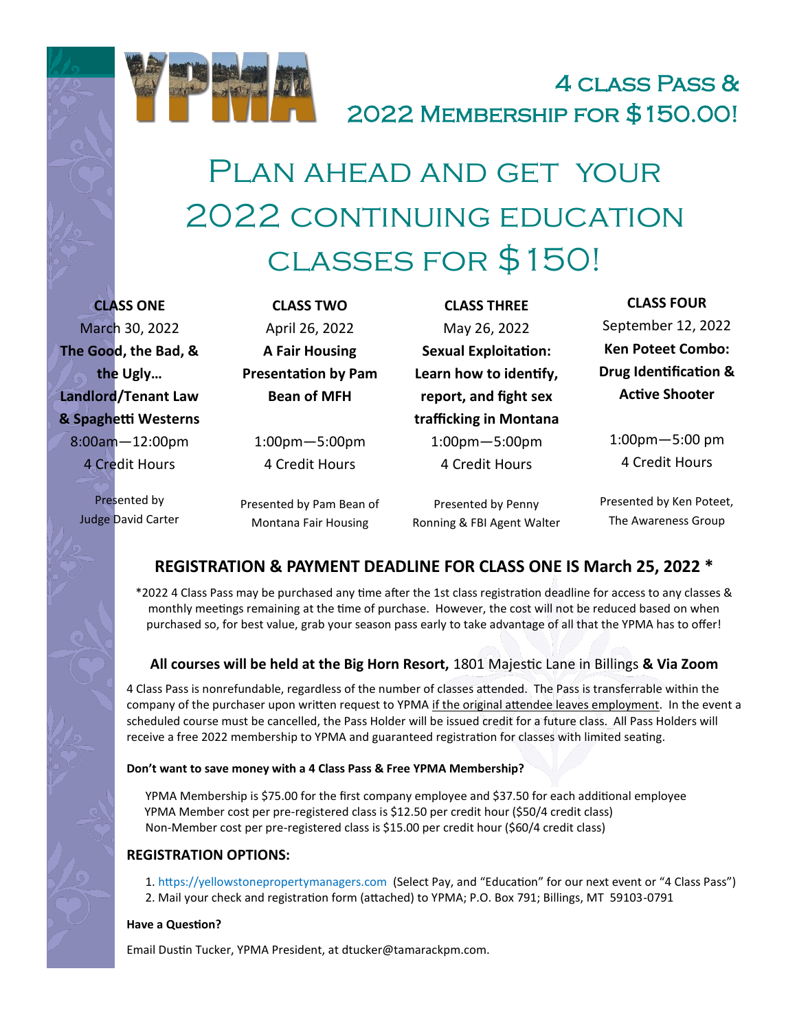# YPMA

## 4 class Pass & 2022 Membership for $150.00!

# Plan ahead and get your 2022 continuing education classes for $150!

**CLASS ONE**
March 30, 2022
**The Good, the Bad, & the Ugly… Landlord/Tenant Law & Spaghetti Westerns**
8:00am—12:00pm
4 Credit Hours

Presented by Judge David Carter

**CLASS TWO**
April 26, 2022
**A Fair Housing Presentation by Pam Bean of MFH**
1:00pm—5:00pm
4 Credit Hours

Presented by Pam Bean of Montana Fair Housing

**CLASS THREE**
May 26, 2022
**Sexual Exploitation: Learn how to identify, report, and fight sex trafficking in Montana**
1:00pm—5:00pm
4 Credit Hours

Presented by Penny Ronning & FBI Agent Walter

**CLASS FOUR**
September 12, 2022
**Ken Poteet Combo: Drug Identification & Active Shooter**
1:00pm—5:00 pm
4 Credit Hours

Presented by Ken Poteet, The Awareness Group

### REGISTRATION & PAYMENT DEADLINE FOR CLASS ONE IS March 25, 2022 *

*2022 4 Class Pass may be purchased any time after the 1st class registration deadline for access to any classes & monthly meetings remaining at the time of purchase. However, the cost will not be reduced based on when purchased so, for best value, grab your season pass early to take advantage of all that the YPMA has to offer!

**All courses will be held at the Big Horn Resort,** 1801 Majestic Lane in Billings **& Via Zoom**

4 Class Pass is nonrefundable, regardless of the number of classes attended. The Pass is transferrable within the company of the purchaser upon written request to YPMA if the original attendee leaves employment. In the event a scheduled course must be cancelled, the Pass Holder will be issued credit for a future class. All Pass Holders will receive a free 2022 membership to YPMA and guaranteed registration for classes with limited seating.

**Don't want to save money with a 4 Class Pass & Free YPMA Membership?**

YPMA Membership is $75.00 for the first company employee and $37.50 for each additional employee
YPMA Member cost per pre-registered class is $12.50 per credit hour ($50/4 credit class)
Non-Member cost per pre-registered class is $15.00 per credit hour ($60/4 credit class)

### REGISTRATION OPTIONS:

1. https://yellowstonepropertymanagers.com (Select Pay, and "Education" for our next event or "4 Class Pass")
2. Mail your check and registration form (attached) to YPMA; P.O. Box 791; Billings, MT 59103-0791

**Have a Question?**

Email Dustin Tucker, YPMA President, at dtucker@tamarackpm.com.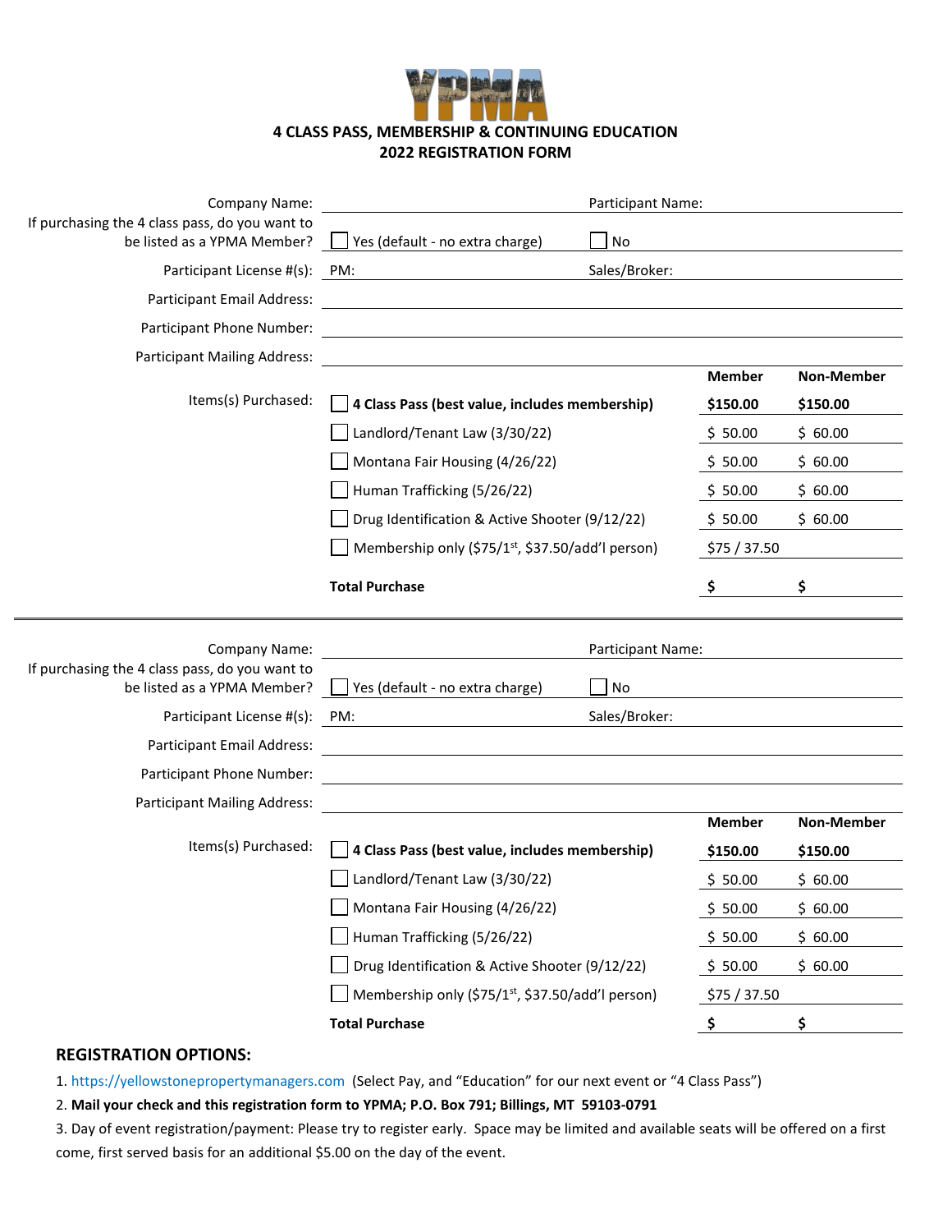**YPMA**

## 4 CLASS PASS, MEMBERSHIP & CONTINUING EDUCATION
## 2022 REGISTRATION FORM

Company Name: ______________________ Participant Name: ______________________

If purchasing the 4 class pass, do you want to be listed as a YPMA Member? ☐ Yes (default - no extra charge) ☐ No

Participant License #(s): PM: ______________ Sales/Broker: ______________

Participant Email Address: ______________________

Participant Phone Number: ______________________

Participant Mailing Address: ______________________

Items(s) Purchased:

| | Member | Non-Member |
|---|---|---|
| ☐ **4 Class Pass (best value, includes membership)** | **$150.00** | **$150.00** |
| ☐ Landlord/Tenant Law (3/30/22) | $ 50.00 | $ 60.00 |
| ☐ Montana Fair Housing (4/26/22) | $ 50.00 | $ 60.00 |
| ☐ Human Trafficking (5/26/22) | $ 50.00 | $ 60.00 |
| ☐ Drug Identification & Active Shooter (9/12/22) | $ 50.00 | $ 60.00 |
| ☐ Membership only ($75/1st, $37.50/add'l person) | $75 / 37.50 | |
| **Total Purchase** | **$** | **$** |

---

Company Name: ______________________ Participant Name: ______________________

If purchasing the 4 class pass, do you want to be listed as a YPMA Member? ☐ Yes (default - no extra charge) ☐ No

Participant License #(s): PM: ______________ Sales/Broker: ______________

Participant Email Address: ______________________

Participant Phone Number: ______________________

Participant Mailing Address: ______________________

Items(s) Purchased:

| | Member | Non-Member |
|---|---|---|
| ☐ **4 Class Pass (best value, includes membership)** | **$150.00** | **$150.00** |
| ☐ Landlord/Tenant Law (3/30/22) | $ 50.00 | $ 60.00 |
| ☐ Montana Fair Housing (4/26/22) | $ 50.00 | $ 60.00 |
| ☐ Human Trafficking (5/26/22) | $ 50.00 | $ 60.00 |
| ☐ Drug Identification & Active Shooter (9/12/22) | $ 50.00 | $ 60.00 |
| ☐ Membership only ($75/1st, $37.50/add'l person) | $75 / 37.50 | |
| **Total Purchase** | **$** | **$** |

### REGISTRATION OPTIONS:

1. https://yellowstonepropertymanagers.com (Select Pay, and "Education" for our next event or "4 Class Pass")
2. **Mail your check and this registration form to YPMA; P.O. Box 791; Billings, MT 59103-0791**
3. Day of event registration/payment: Please try to register early. Space may be limited and available seats will be offered on a first come, first served basis for an additional $5.00 on the day of the event.